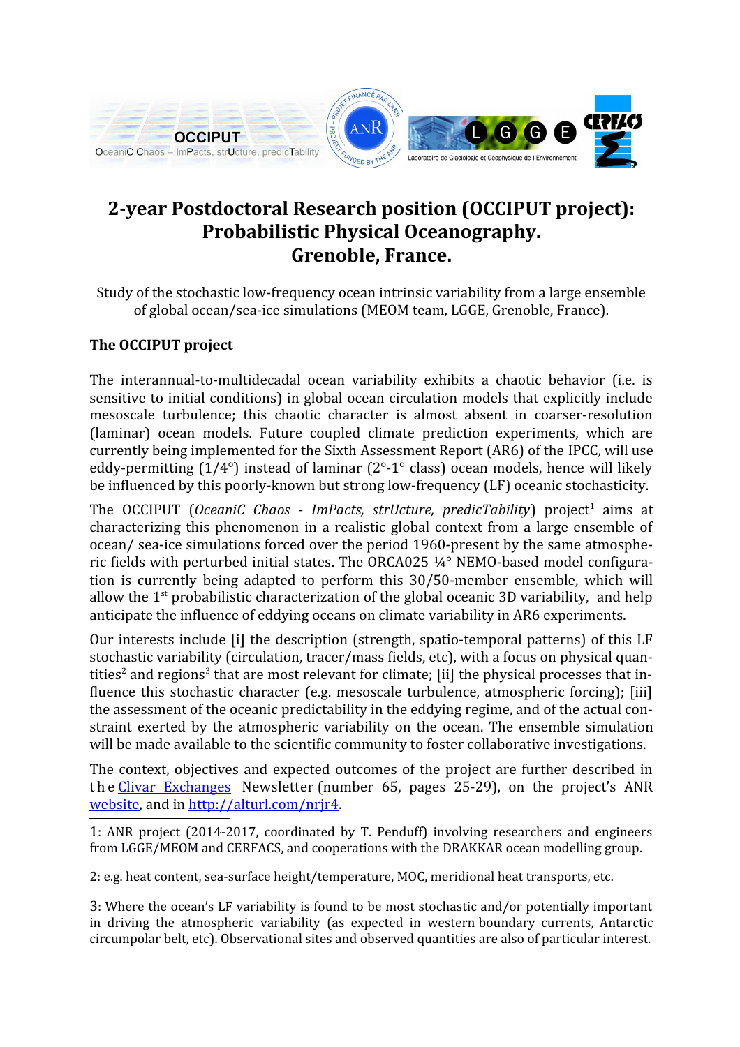# 2-year Postdoctoral Research position (OCCIPUT project): Probabilistic Physical Oceanography. Grenoble, France.

Study of the stochastic low-frequency ocean intrinsic variability from a large ensemble of global ocean/sea-ice simulations (MEOM team, LGGE, Grenoble, France).

## The OCCIPUT project

The interannual-to-multidecadal ocean variability exhibits a chaotic behavior (i.e. is sensitive to initial conditions) in global ocean circulation models that explicitly include mesoscale turbulence; this chaotic character is almost absent in coarser-resolution (laminar) ocean models. Future coupled climate prediction experiments, which are currently being implemented for the Sixth Assessment Report (AR6) of the IPCC, will use eddy-permitting (1/4°) instead of laminar (2°-1° class) ocean models, hence will likely be influenced by this poorly-known but strong low-frequency (LF) oceanic stochasticity.

The OCCIPUT (*OceaniC Chaos - ImPacts, strUcture, predicTability*) project[1] aims at characterizing this phenomenon in a realistic global context from a large ensemble of ocean/ sea-ice simulations forced over the period 1960-present by the same atmospheric fields with perturbed initial states. The ORCA025 ¼° NEMO-based model configuration is currently being adapted to perform this 30/50-member ensemble, which will allow the 1st probabilistic characterization of the global oceanic 3D variability, and help anticipate the influence of eddying oceans on climate variability in AR6 experiments.

Our interests include [i] the description (strength, spatio-temporal patterns) of this LF stochastic variability (circulation, tracer/mass fields, etc), with a focus on physical quantities[2] and regions[3] that are most relevant for climate; [ii] the physical processes that influence this stochastic character (e.g. mesoscale turbulence, atmospheric forcing); [iii] the assessment of the oceanic predictability in the eddying regime, and of the actual constraint exerted by the atmospheric variability on the ocean. The ensemble simulation will be made available to the scientific community to foster collaborative investigations.

The context, objectives and expected outcomes of the project are further described in the Clivar Exchanges Newsletter (number 65, pages 25-29), on the project's ANR website, and in http://alturl.com/nrjr4.

1: ANR project (2014-2017, coordinated by T. Penduff) involving researchers and engineers from LGGE/MEOM and CERFACS, and cooperations with the DRAKKAR ocean modelling group.

2: e.g. heat content, sea-surface height/temperature, MOC, meridional heat transports, etc.

3: Where the ocean's LF variability is found to be most stochastic and/or potentially important in driving the atmospheric variability (as expected in western boundary currents, Antarctic circumpolar belt, etc). Observational sites and observed quantities are also of particular interest.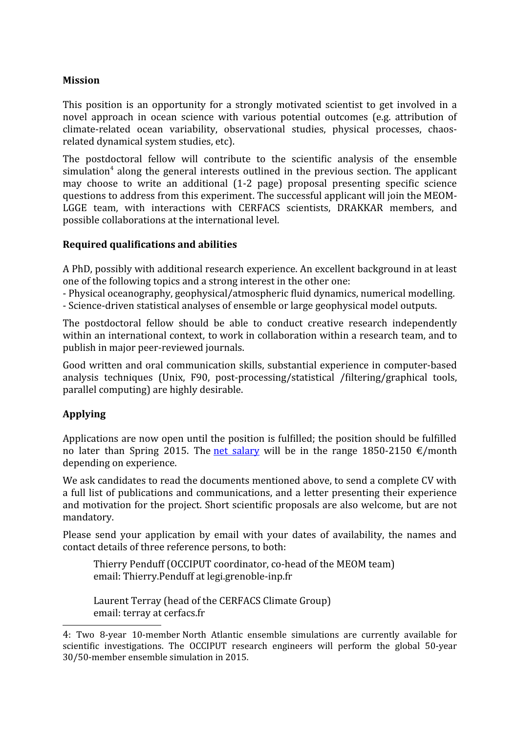## Mission

This position is an opportunity for a strongly motivated scientist to get involved in a novel approach in ocean science with various potential outcomes (e.g. attribution of climate-related ocean variability, observational studies, physical processes, chaos-related dynamical system studies, etc).

The postdoctoral fellow will contribute to the scientific analysis of the ensemble simulation[4] along the general interests outlined in the previous section. The applicant may choose to write an additional (1-2 page) proposal presenting specific science questions to address from this experiment. The successful applicant will join the MEOM-LGGE team, with interactions with CERFACS scientists, DRAKKAR members, and possible collaborations at the international level.

## Required qualifications and abilities

A PhD, possibly with additional research experience. An excellent background in at least one of the following topics and a strong interest in the other one:

- Physical oceanography, geophysical/atmospheric fluid dynamics, numerical modelling.
- Science-driven statistical analyses of ensemble or large geophysical model outputs.

The postdoctoral fellow should be able to conduct creative research independently within an international context, to work in collaboration within a research team, and to publish in major peer-reviewed journals.

Good written and oral communication skills, substantial experience in computer-based analysis techniques (Unix, F90, post-processing/statistical /filtering/graphical tools, parallel computing) are highly desirable.

## Applying

Applications are now open until the position is fulfilled; the position should be fulfilled no later than Spring 2015. The net salary will be in the range 1850-2150 €/month depending on experience.

We ask candidates to read the documents mentioned above, to send a complete CV with a full list of publications and communications, and a letter presenting their experience and motivation for the project. Short scientific proposals are also welcome, but are not mandatory.

Please send your application by email with your dates of availability, the names and contact details of three reference persons, to both:

Thierry Penduff (OCCIPUT coordinator, co-head of the MEOM team)
email: Thierry.Penduff at legi.grenoble-inp.fr

Laurent Terray (head of the CERFACS Climate Group)
email: terray at cerfacs.fr

---

4: Two 8-year 10-member North Atlantic ensemble simulations are currently available for scientific investigations. The OCCIPUT research engineers will perform the global 50-year 30/50-member ensemble simulation in 2015.